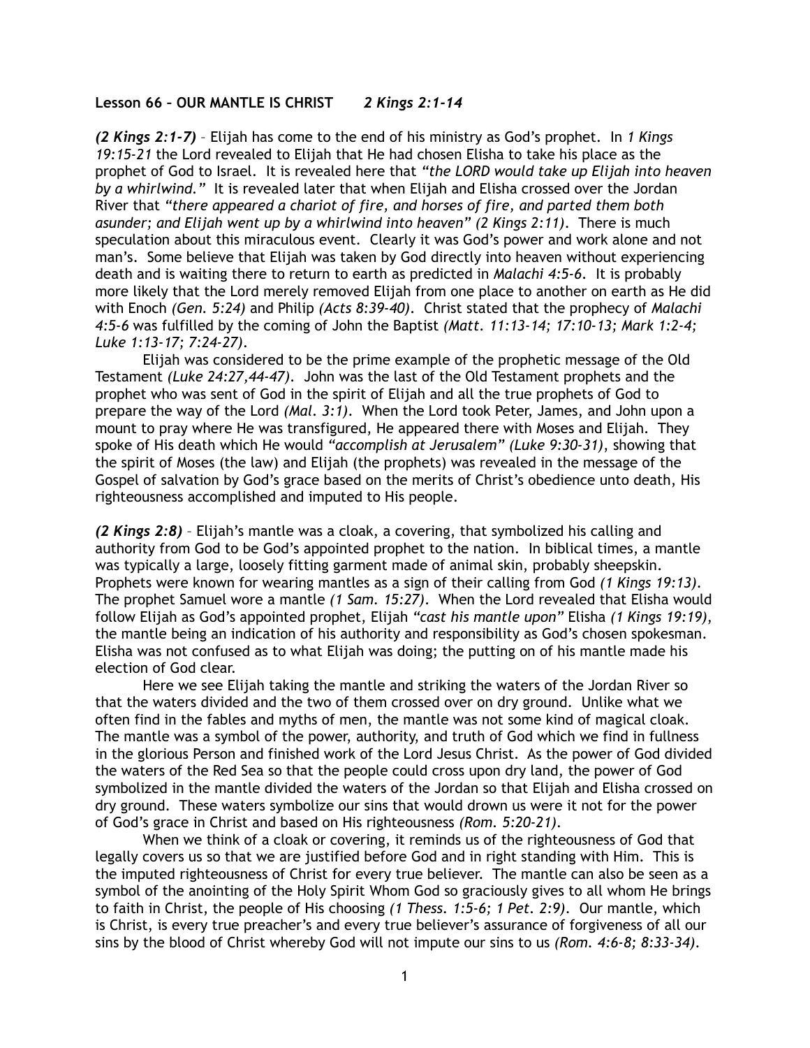**Lesson 66 – OUR MANTLE IS CHRIST** ***2 Kings 2:1-14***

***(2 Kings 2:1-7)*** – Elijah has come to the end of his ministry as God's prophet. In *1 Kings 19:15-21* the Lord revealed to Elijah that He had chosen Elisha to take his place as the prophet of God to Israel. It is revealed here that *"the LORD would take up Elijah into heaven by a whirlwind."* It is revealed later that when Elijah and Elisha crossed over the Jordan River that *"there appeared a chariot of fire, and horses of fire, and parted them both asunder; and Elijah went up by a whirlwind into heaven" (2 Kings 2:11)*. There is much speculation about this miraculous event. Clearly it was God's power and work alone and not man's. Some believe that Elijah was taken by God directly into heaven without experiencing death and is waiting there to return to earth as predicted in *Malachi 4:5-6*. It is probably more likely that the Lord merely removed Elijah from one place to another on earth as He did with Enoch *(Gen. 5:24)* and Philip *(Acts 8:39-40)*. Christ stated that the prophecy of *Malachi 4:5-6* was fulfilled by the coming of John the Baptist *(Matt. 11:13-14; 17:10-13; Mark 1:2-4; Luke 1:13-17; 7:24-27)*.

Elijah was considered to be the prime example of the prophetic message of the Old Testament *(Luke 24:27,44-47)*. John was the last of the Old Testament prophets and the prophet who was sent of God in the spirit of Elijah and all the true prophets of God to prepare the way of the Lord *(Mal. 3:1)*. When the Lord took Peter, James, and John upon a mount to pray where He was transfigured, He appeared there with Moses and Elijah. They spoke of His death which He would *"accomplish at Jerusalem" (Luke 9:30-31)*, showing that the spirit of Moses (the law) and Elijah (the prophets) was revealed in the message of the Gospel of salvation by God's grace based on the merits of Christ's obedience unto death, His righteousness accomplished and imputed to His people.

***(2 Kings 2:8)*** – Elijah's mantle was a cloak, a covering, that symbolized his calling and authority from God to be God's appointed prophet to the nation. In biblical times, a mantle was typically a large, loosely fitting garment made of animal skin, probably sheepskin. Prophets were known for wearing mantles as a sign of their calling from God *(1 Kings 19:13)*. The prophet Samuel wore a mantle *(1 Sam. 15:27)*. When the Lord revealed that Elisha would follow Elijah as God's appointed prophet, Elijah *"cast his mantle upon"* Elisha *(1 Kings 19:19)*, the mantle being an indication of his authority and responsibility as God's chosen spokesman. Elisha was not confused as to what Elijah was doing; the putting on of his mantle made his election of God clear.

Here we see Elijah taking the mantle and striking the waters of the Jordan River so that the waters divided and the two of them crossed over on dry ground. Unlike what we often find in the fables and myths of men, the mantle was not some kind of magical cloak. The mantle was a symbol of the power, authority, and truth of God which we find in fullness in the glorious Person and finished work of the Lord Jesus Christ. As the power of God divided the waters of the Red Sea so that the people could cross upon dry land, the power of God symbolized in the mantle divided the waters of the Jordan so that Elijah and Elisha crossed on dry ground. These waters symbolize our sins that would drown us were it not for the power of God's grace in Christ and based on His righteousness *(Rom. 5:20-21)*.

When we think of a cloak or covering, it reminds us of the righteousness of God that legally covers us so that we are justified before God and in right standing with Him. This is the imputed righteousness of Christ for every true believer. The mantle can also be seen as a symbol of the anointing of the Holy Spirit Whom God so graciously gives to all whom He brings to faith in Christ, the people of His choosing *(1 Thess. 1:5-6; 1 Pet. 2:9)*. Our mantle, which is Christ, is every true preacher's and every true believer's assurance of forgiveness of all our sins by the blood of Christ whereby God will not impute our sins to us *(Rom. 4:6-8; 8:33-34)*.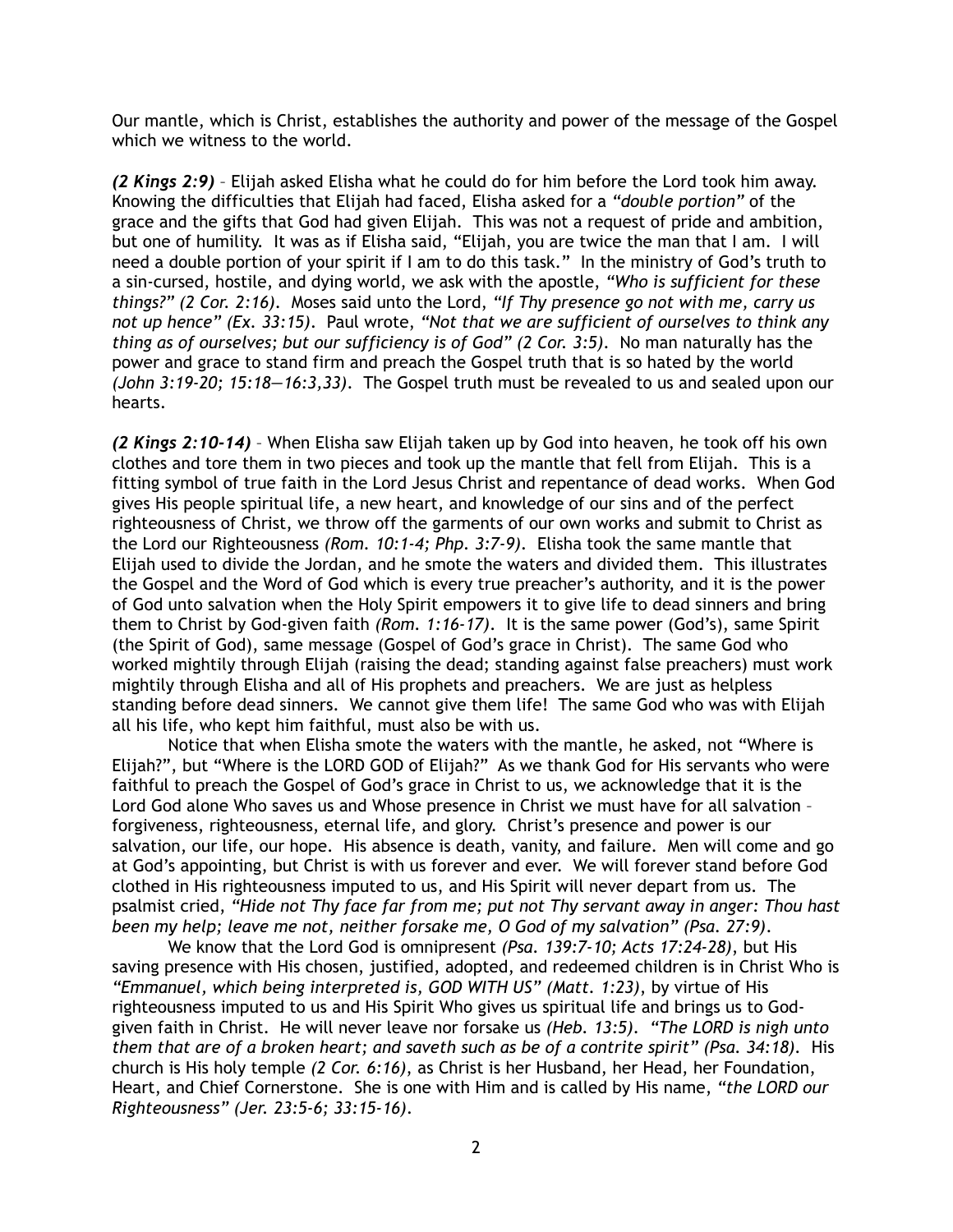Our mantle, which is Christ, establishes the authority and power of the message of the Gospel which we witness to the world.

***(2 Kings 2:9)*** – Elijah asked Elisha what he could do for him before the Lord took him away. Knowing the difficulties that Elijah had faced, Elisha asked for a *"double portion"* of the grace and the gifts that God had given Elijah. This was not a request of pride and ambition, but one of humility. It was as if Elisha said, "Elijah, you are twice the man that I am. I will need a double portion of your spirit if I am to do this task." In the ministry of God's truth to a sin-cursed, hostile, and dying world, we ask with the apostle, *"Who is sufficient for these things?" (2 Cor. 2:16)*. Moses said unto the Lord, *"If Thy presence go not with me, carry us not up hence" (Ex. 33:15)*. Paul wrote, *"Not that we are sufficient of ourselves to think any thing as of ourselves; but our sufficiency is of God" (2 Cor. 3:5)*. No man naturally has the power and grace to stand firm and preach the Gospel truth that is so hated by the world *(John 3:19-20; 15:18—16:3,33)*. The Gospel truth must be revealed to us and sealed upon our hearts.

***(2 Kings 2:10-14)*** – When Elisha saw Elijah taken up by God into heaven, he took off his own clothes and tore them in two pieces and took up the mantle that fell from Elijah. This is a fitting symbol of true faith in the Lord Jesus Christ and repentance of dead works. When God gives His people spiritual life, a new heart, and knowledge of our sins and of the perfect righteousness of Christ, we throw off the garments of our own works and submit to Christ as the Lord our Righteousness *(Rom. 10:1-4; Php. 3:7-9)*. Elisha took the same mantle that Elijah used to divide the Jordan, and he smote the waters and divided them. This illustrates the Gospel and the Word of God which is every true preacher's authority, and it is the power of God unto salvation when the Holy Spirit empowers it to give life to dead sinners and bring them to Christ by God-given faith *(Rom. 1:16-17)*. It is the same power (God's), same Spirit (the Spirit of God), same message (Gospel of God's grace in Christ). The same God who worked mightily through Elijah (raising the dead; standing against false preachers) must work mightily through Elisha and all of His prophets and preachers. We are just as helpless standing before dead sinners. We cannot give them life! The same God who was with Elijah all his life, who kept him faithful, must also be with us.

Notice that when Elisha smote the waters with the mantle, he asked, not "Where is Elijah?", but "Where is the LORD GOD of Elijah?" As we thank God for His servants who were faithful to preach the Gospel of God's grace in Christ to us, we acknowledge that it is the Lord God alone Who saves us and Whose presence in Christ we must have for all salvation – forgiveness, righteousness, eternal life, and glory. Christ's presence and power is our salvation, our life, our hope. His absence is death, vanity, and failure. Men will come and go at God's appointing, but Christ is with us forever and ever. We will forever stand before God clothed in His righteousness imputed to us, and His Spirit will never depart from us. The psalmist cried, *"Hide not Thy face far from me; put not Thy servant away in anger: Thou hast been my help; leave me not, neither forsake me, O God of my salvation" (Psa. 27:9)*.

We know that the Lord God is omnipresent *(Psa. 139:7-10; Acts 17:24-28)*, but His saving presence with His chosen, justified, adopted, and redeemed children is in Christ Who is *"Emmanuel, which being interpreted is, GOD WITH US" (Matt. 1:23)*, by virtue of His righteousness imputed to us and His Spirit Who gives us spiritual life and brings us to God-given faith in Christ. He will never leave nor forsake us *(Heb. 13:5)*. *"The LORD is nigh unto them that are of a broken heart; and saveth such as be of a contrite spirit" (Psa. 34:18)*. His church is His holy temple *(2 Cor. 6:16)*, as Christ is her Husband, her Head, her Foundation, Heart, and Chief Cornerstone. She is one with Him and is called by His name, *"the LORD our Righteousness" (Jer. 23:5-6; 33:15-16)*.